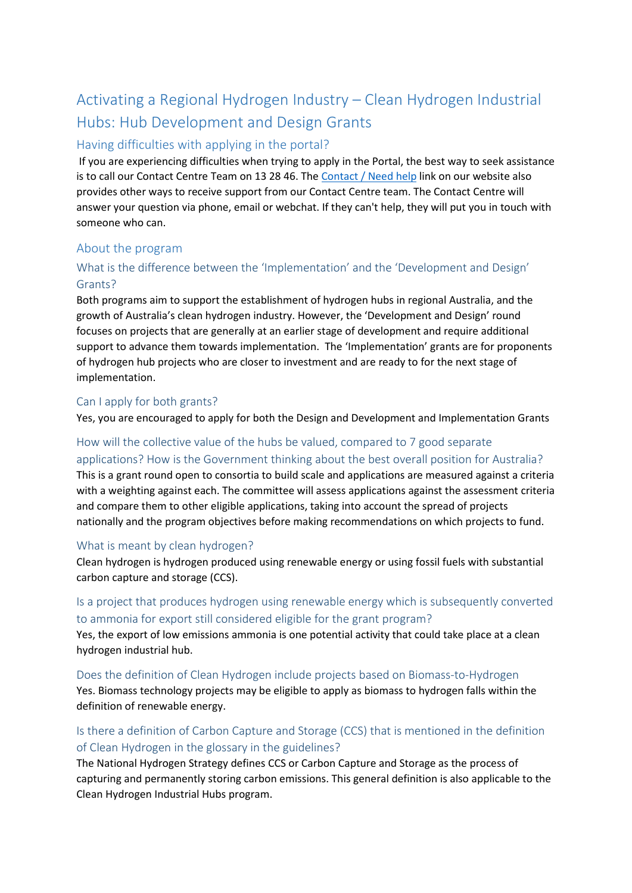# Activating a Regional Hydrogen Industry – Clean Hydrogen Industrial Hubs: Hub Development and Design Grants

## Having difficulties with applying in the portal?

If you are experiencing difficulties when trying to apply in the Portal, the best way to seek assistance is to call our Contact Centre Team on 13 28 46. The [Contact / Need help](#) link on our website also provides other ways to receive support from our Contact Centre team. The Contact Centre will answer your question via phone, email or webchat. If they can't help, they will put you in touch with someone who can.

## About the program

### What is the difference between the 'Implementation' and the 'Development and Design' Grants?

Both programs aim to support the establishment of hydrogen hubs in regional Australia, and the growth of Australia's clean hydrogen industry. However, the 'Development and Design' round focuses on projects that are generally at an earlier stage of development and require additional support to advance them towards implementation. The 'Implementation' grants are for proponents of hydrogen hub projects who are closer to investment and are ready to for the next stage of implementation.

### Can I apply for both grants?

Yes, you are encouraged to apply for both the Design and Development and Implementation Grants

### How will the collective value of the hubs be valued, compared to 7 good separate applications? How is the Government thinking about the best overall position for Australia?

This is a grant round open to consortia to build scale and applications are measured against a criteria with a weighting against each. The committee will assess applications against the assessment criteria and compare them to other eligible applications, taking into account the spread of projects nationally and the program objectives before making recommendations on which projects to fund.

### What is meant by clean hydrogen?

Clean hydrogen is hydrogen produced using renewable energy or using fossil fuels with substantial carbon capture and storage (CCS).

### Is a project that produces hydrogen using renewable energy which is subsequently converted to ammonia for export still considered eligible for the grant program?

Yes, the export of low emissions ammonia is one potential activity that could take place at a clean hydrogen industrial hub.

### Does the definition of Clean Hydrogen include projects based on Biomass-to-Hydrogen

Yes. Biomass technology projects may be eligible to apply as biomass to hydrogen falls within the definition of renewable energy.

### Is there a definition of Carbon Capture and Storage (CCS) that is mentioned in the definition of Clean Hydrogen in the glossary in the guidelines?

The National Hydrogen Strategy defines CCS or Carbon Capture and Storage as the process of capturing and permanently storing carbon emissions. This general definition is also applicable to the Clean Hydrogen Industrial Hubs program.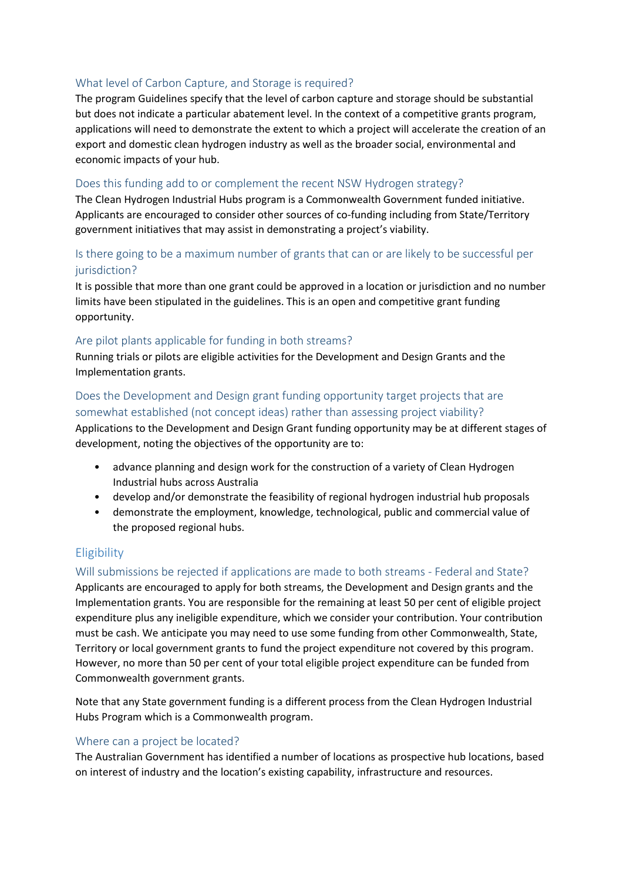### What level of Carbon Capture, and Storage is required?

The program Guidelines specify that the level of carbon capture and storage should be substantial but does not indicate a particular abatement level. In the context of a competitive grants program, applications will need to demonstrate the extent to which a project will accelerate the creation of an export and domestic clean hydrogen industry as well as the broader social, environmental and economic impacts of your hub.

### Does this funding add to or complement the recent NSW Hydrogen strategy?

The Clean Hydrogen Industrial Hubs program is a Commonwealth Government funded initiative. Applicants are encouraged to consider other sources of co-funding including from State/Territory government initiatives that may assist in demonstrating a project's viability.

### Is there going to be a maximum number of grants that can or are likely to be successful per jurisdiction?

It is possible that more than one grant could be approved in a location or jurisdiction and no number limits have been stipulated in the guidelines. This is an open and competitive grant funding opportunity.

### Are pilot plants applicable for funding in both streams?

Running trials or pilots are eligible activities for the Development and Design Grants and the Implementation grants.

### Does the Development and Design grant funding opportunity target projects that are somewhat established (not concept ideas) rather than assessing project viability?

Applications to the Development and Design Grant funding opportunity may be at different stages of development, noting the objectives of the opportunity are to:

- advance planning and design work for the construction of a variety of Clean Hydrogen Industrial hubs across Australia
- develop and/or demonstrate the feasibility of regional hydrogen industrial hub proposals
- demonstrate the employment, knowledge, technological, public and commercial value of the proposed regional hubs.

## Eligibility

### Will submissions be rejected if applications are made to both streams - Federal and State?

Applicants are encouraged to apply for both streams, the Development and Design grants and the Implementation grants. You are responsible for the remaining at least 50 per cent of eligible project expenditure plus any ineligible expenditure, which we consider your contribution. Your contribution must be cash. We anticipate you may need to use some funding from other Commonwealth, State, Territory or local government grants to fund the project expenditure not covered by this program. However, no more than 50 per cent of your total eligible project expenditure can be funded from Commonwealth government grants.

Note that any State government funding is a different process from the Clean Hydrogen Industrial Hubs Program which is a Commonwealth program.

### Where can a project be located?

The Australian Government has identified a number of locations as prospective hub locations, based on interest of industry and the location's existing capability, infrastructure and resources.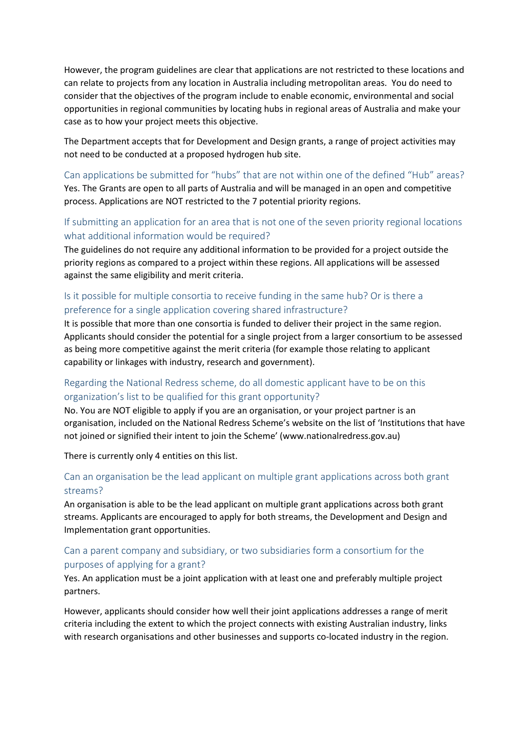However, the program guidelines are clear that applications are not restricted to these locations and can relate to projects from any location in Australia including metropolitan areas. You do need to consider that the objectives of the program include to enable economic, environmental and social opportunities in regional communities by locating hubs in regional areas of Australia and make your case as to how your project meets this objective.

The Department accepts that for Development and Design grants, a range of project activities may not need to be conducted at a proposed hydrogen hub site.

### Can applications be submitted for "hubs" that are not within one of the defined "Hub" areas?

Yes. The Grants are open to all parts of Australia and will be managed in an open and competitive process. Applications are NOT restricted to the 7 potential priority regions.

### If submitting an application for an area that is not one of the seven priority regional locations what additional information would be required?

The guidelines do not require any additional information to be provided for a project outside the priority regions as compared to a project within these regions. All applications will be assessed against the same eligibility and merit criteria.

### Is it possible for multiple consortia to receive funding in the same hub? Or is there a preference for a single application covering shared infrastructure?

It is possible that more than one consortia is funded to deliver their project in the same region. Applicants should consider the potential for a single project from a larger consortium to be assessed as being more competitive against the merit criteria (for example those relating to applicant capability or linkages with industry, research and government).

### Regarding the National Redress scheme, do all domestic applicant have to be on this organization's list to be qualified for this grant opportunity?

No. You are NOT eligible to apply if you are an organisation, or your project partner is an organisation, included on the National Redress Scheme's website on the list of 'Institutions that have not joined or signified their intent to join the Scheme' (www.nationalredress.gov.au)

There is currently only 4 entities on this list.

### Can an organisation be the lead applicant on multiple grant applications across both grant streams?

An organisation is able to be the lead applicant on multiple grant applications across both grant streams. Applicants are encouraged to apply for both streams, the Development and Design and Implementation grant opportunities.

### Can a parent company and subsidiary, or two subsidiaries form a consortium for the purposes of applying for a grant?

Yes. An application must be a joint application with at least one and preferably multiple project partners.

However, applicants should consider how well their joint applications addresses a range of merit criteria including the extent to which the project connects with existing Australian industry, links with research organisations and other businesses and supports co-located industry in the region.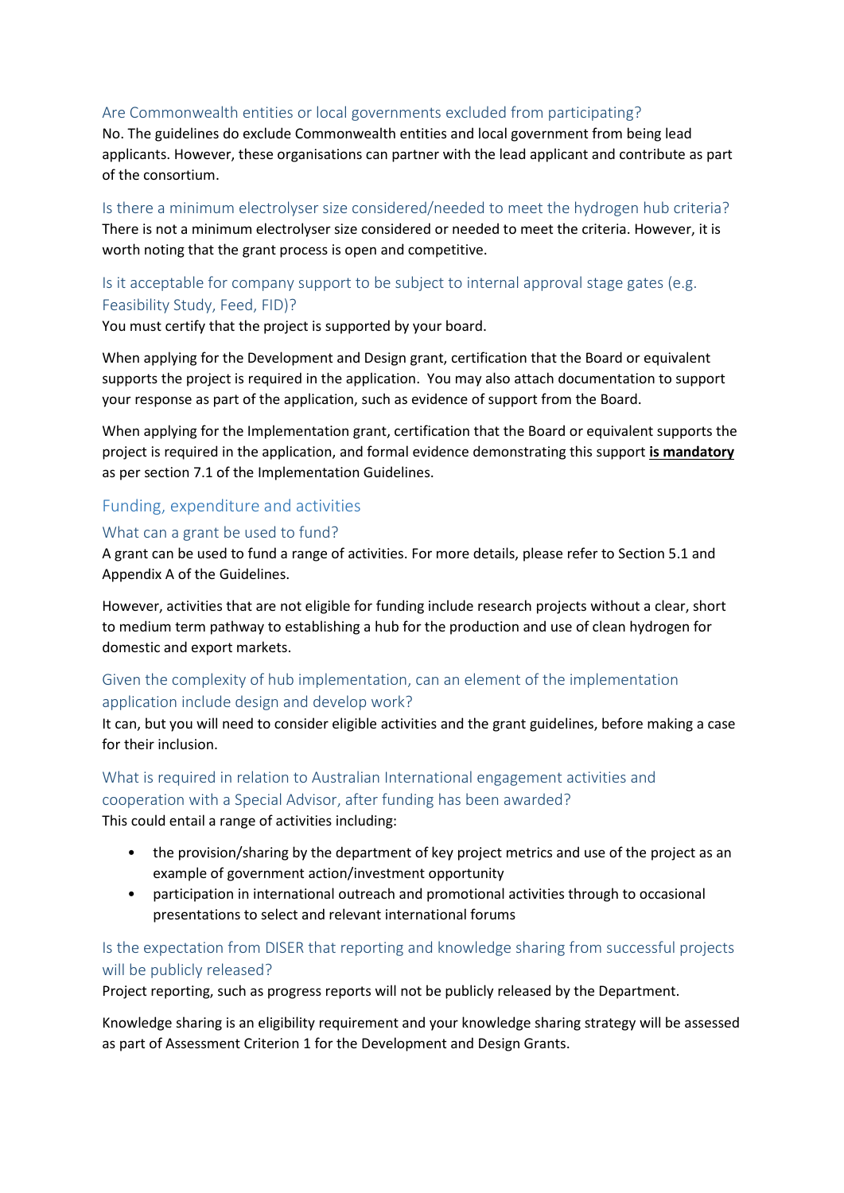### Are Commonwealth entities or local governments excluded from participating?

No. The guidelines do exclude Commonwealth entities and local government from being lead applicants. However, these organisations can partner with the lead applicant and contribute as part of the consortium.

### Is there a minimum electrolyser size considered/needed to meet the hydrogen hub criteria?

There is not a minimum electrolyser size considered or needed to meet the criteria. However, it is worth noting that the grant process is open and competitive.

### Is it acceptable for company support to be subject to internal approval stage gates (e.g. Feasibility Study, Feed, FID)?

You must certify that the project is supported by your board.

When applying for the Development and Design grant, certification that the Board or equivalent supports the project is required in the application. You may also attach documentation to support your response as part of the application, such as evidence of support from the Board.

When applying for the Implementation grant, certification that the Board or equivalent supports the project is required in the application, and formal evidence demonstrating this support **is mandatory** as per section 7.1 of the Implementation Guidelines.

## Funding, expenditure and activities

### What can a grant be used to fund?

A grant can be used to fund a range of activities. For more details, please refer to Section 5.1 and Appendix A of the Guidelines.

However, activities that are not eligible for funding include research projects without a clear, short to medium term pathway to establishing a hub for the production and use of clean hydrogen for domestic and export markets.

### Given the complexity of hub implementation, can an element of the implementation application include design and develop work?

It can, but you will need to consider eligible activities and the grant guidelines, before making a case for their inclusion.

### What is required in relation to Australian International engagement activities and cooperation with a Special Advisor, after funding has been awarded?

This could entail a range of activities including:

- the provision/sharing by the department of key project metrics and use of the project as an example of government action/investment opportunity
- participation in international outreach and promotional activities through to occasional presentations to select and relevant international forums

### Is the expectation from DISER that reporting and knowledge sharing from successful projects will be publicly released?

Project reporting, such as progress reports will not be publicly released by the Department.

Knowledge sharing is an eligibility requirement and your knowledge sharing strategy will be assessed as part of Assessment Criterion 1 for the Development and Design Grants.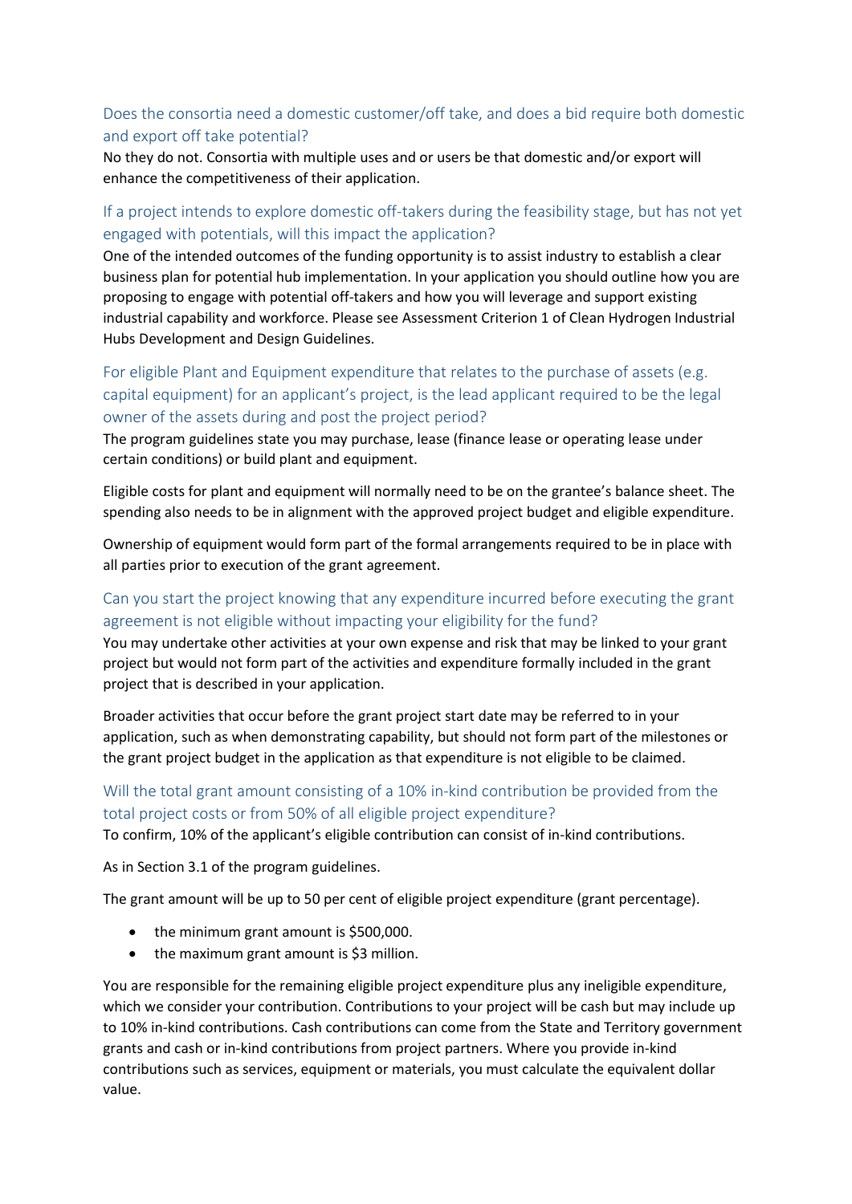### Does the consortia need a domestic customer/off take, and does a bid require both domestic and export off take potential?

No they do not. Consortia with multiple uses and or users be that domestic and/or export will enhance the competitiveness of their application.

### If a project intends to explore domestic off-takers during the feasibility stage, but has not yet engaged with potentials, will this impact the application?

One of the intended outcomes of the funding opportunity is to assist industry to establish a clear business plan for potential hub implementation. In your application you should outline how you are proposing to engage with potential off-takers and how you will leverage and support existing industrial capability and workforce. Please see Assessment Criterion 1 of Clean Hydrogen Industrial Hubs Development and Design Guidelines.

### For eligible Plant and Equipment expenditure that relates to the purchase of assets (e.g. capital equipment) for an applicant's project, is the lead applicant required to be the legal owner of the assets during and post the project period?

The program guidelines state you may purchase, lease (finance lease or operating lease under certain conditions) or build plant and equipment.

Eligible costs for plant and equipment will normally need to be on the grantee's balance sheet. The spending also needs to be in alignment with the approved project budget and eligible expenditure.

Ownership of equipment would form part of the formal arrangements required to be in place with all parties prior to execution of the grant agreement.

### Can you start the project knowing that any expenditure incurred before executing the grant agreement is not eligible without impacting your eligibility for the fund?

You may undertake other activities at your own expense and risk that may be linked to your grant project but would not form part of the activities and expenditure formally included in the grant project that is described in your application.

Broader activities that occur before the grant project start date may be referred to in your application, such as when demonstrating capability, but should not form part of the milestones or the grant project budget in the application as that expenditure is not eligible to be claimed.

### Will the total grant amount consisting of a 10% in-kind contribution be provided from the total project costs or from 50% of all eligible project expenditure?

To confirm, 10% of the applicant's eligible contribution can consist of in-kind contributions.

As in Section 3.1 of the program guidelines.

The grant amount will be up to 50 per cent of eligible project expenditure (grant percentage).

- the minimum grant amount is $500,000.
- the maximum grant amount is $3 million.

You are responsible for the remaining eligible project expenditure plus any ineligible expenditure, which we consider your contribution. Contributions to your project will be cash but may include up to 10% in-kind contributions. Cash contributions can come from the State and Territory government grants and cash or in-kind contributions from project partners. Where you provide in-kind contributions such as services, equipment or materials, you must calculate the equivalent dollar value.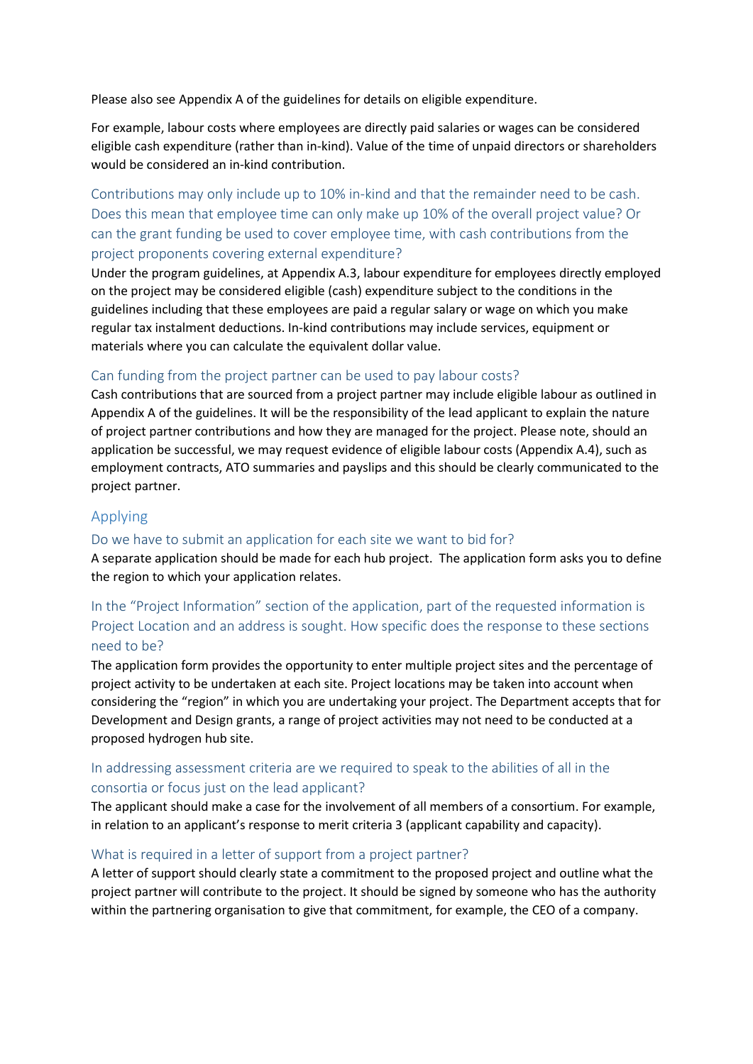Please also see Appendix A of the guidelines for details on eligible expenditure.

For example, labour costs where employees are directly paid salaries or wages can be considered eligible cash expenditure (rather than in-kind). Value of the time of unpaid directors or shareholders would be considered an in-kind contribution.

### Contributions may only include up to 10% in-kind and that the remainder need to be cash. Does this mean that employee time can only make up 10% of the overall project value? Or can the grant funding be used to cover employee time, with cash contributions from the project proponents covering external expenditure?

Under the program guidelines, at Appendix A.3, labour expenditure for employees directly employed on the project may be considered eligible (cash) expenditure subject to the conditions in the guidelines including that these employees are paid a regular salary or wage on which you make regular tax instalment deductions. In-kind contributions may include services, equipment or materials where you can calculate the equivalent dollar value.

### Can funding from the project partner can be used to pay labour costs?

Cash contributions that are sourced from a project partner may include eligible labour as outlined in Appendix A of the guidelines. It will be the responsibility of the lead applicant to explain the nature of project partner contributions and how they are managed for the project. Please note, should an application be successful, we may request evidence of eligible labour costs (Appendix A.4), such as employment contracts, ATO summaries and payslips and this should be clearly communicated to the project partner.

## Applying

### Do we have to submit an application for each site we want to bid for?

A separate application should be made for each hub project. The application form asks you to define the region to which your application relates.

### In the "Project Information" section of the application, part of the requested information is Project Location and an address is sought. How specific does the response to these sections need to be?

The application form provides the opportunity to enter multiple project sites and the percentage of project activity to be undertaken at each site. Project locations may be taken into account when considering the "region" in which you are undertaking your project. The Department accepts that for Development and Design grants, a range of project activities may not need to be conducted at a proposed hydrogen hub site.

### In addressing assessment criteria are we required to speak to the abilities of all in the consortia or focus just on the lead applicant?

The applicant should make a case for the involvement of all members of a consortium. For example, in relation to an applicant's response to merit criteria 3 (applicant capability and capacity).

### What is required in a letter of support from a project partner?

A letter of support should clearly state a commitment to the proposed project and outline what the project partner will contribute to the project. It should be signed by someone who has the authority within the partnering organisation to give that commitment, for example, the CEO of a company.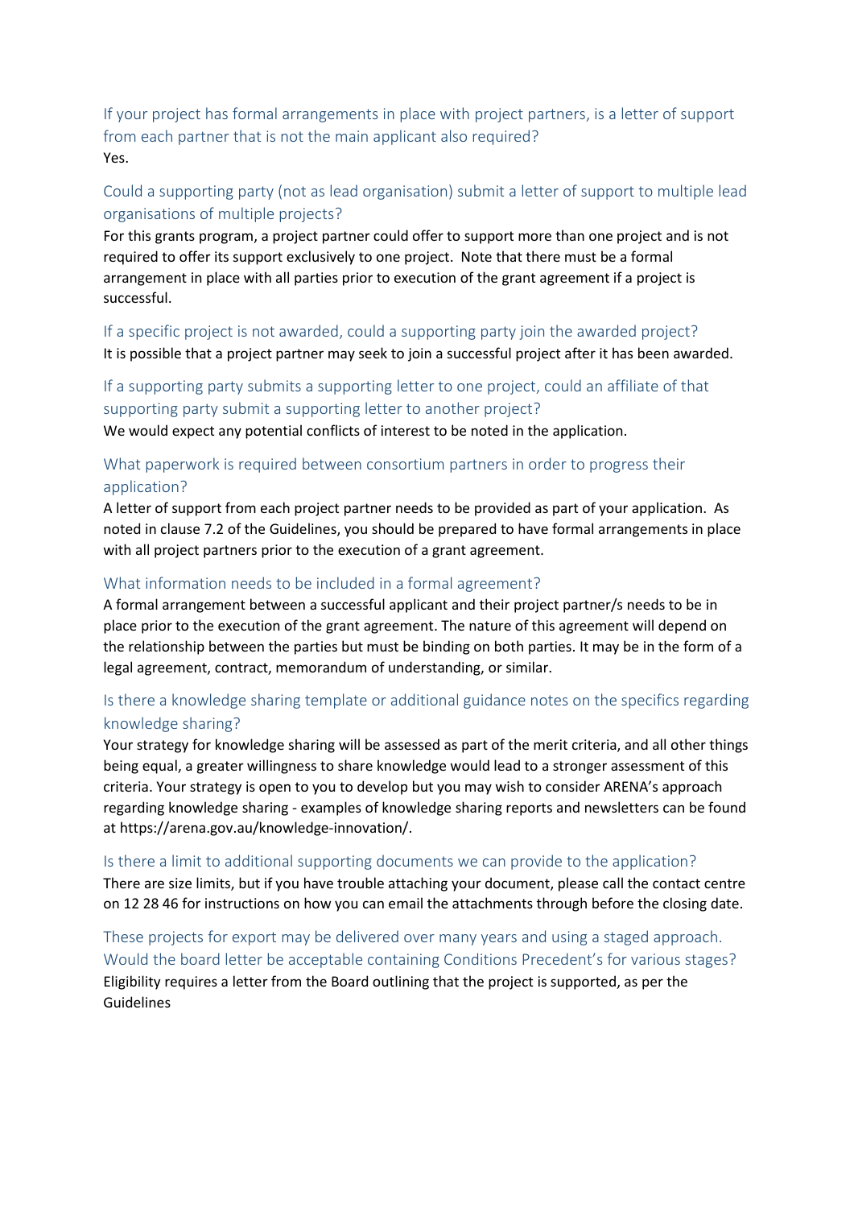### If your project has formal arrangements in place with project partners, is a letter of support from each partner that is not the main applicant also required?

Yes.

### Could a supporting party (not as lead organisation) submit a letter of support to multiple lead organisations of multiple projects?

For this grants program, a project partner could offer to support more than one project and is not required to offer its support exclusively to one project. Note that there must be a formal arrangement in place with all parties prior to execution of the grant agreement if a project is successful.

### If a specific project is not awarded, could a supporting party join the awarded project?

It is possible that a project partner may seek to join a successful project after it has been awarded.

### If a supporting party submits a supporting letter to one project, could an affiliate of that supporting party submit a supporting letter to another project?

We would expect any potential conflicts of interest to be noted in the application.

### What paperwork is required between consortium partners in order to progress their application?

A letter of support from each project partner needs to be provided as part of your application. As noted in clause 7.2 of the Guidelines, you should be prepared to have formal arrangements in place with all project partners prior to the execution of a grant agreement.

### What information needs to be included in a formal agreement?

A formal arrangement between a successful applicant and their project partner/s needs to be in place prior to the execution of the grant agreement. The nature of this agreement will depend on the relationship between the parties but must be binding on both parties. It may be in the form of a legal agreement, contract, memorandum of understanding, or similar.

### Is there a knowledge sharing template or additional guidance notes on the specifics regarding knowledge sharing?

Your strategy for knowledge sharing will be assessed as part of the merit criteria, and all other things being equal, a greater willingness to share knowledge would lead to a stronger assessment of this criteria. Your strategy is open to you to develop but you may wish to consider ARENA's approach regarding knowledge sharing - examples of knowledge sharing reports and newsletters can be found at https://arena.gov.au/knowledge-innovation/.

### Is there a limit to additional supporting documents we can provide to the application?

There are size limits, but if you have trouble attaching your document, please call the contact centre on 12 28 46 for instructions on how you can email the attachments through before the closing date.

### These projects for export may be delivered over many years and using a staged approach. Would the board letter be acceptable containing Conditions Precedent's for various stages?

Eligibility requires a letter from the Board outlining that the project is supported, as per the Guidelines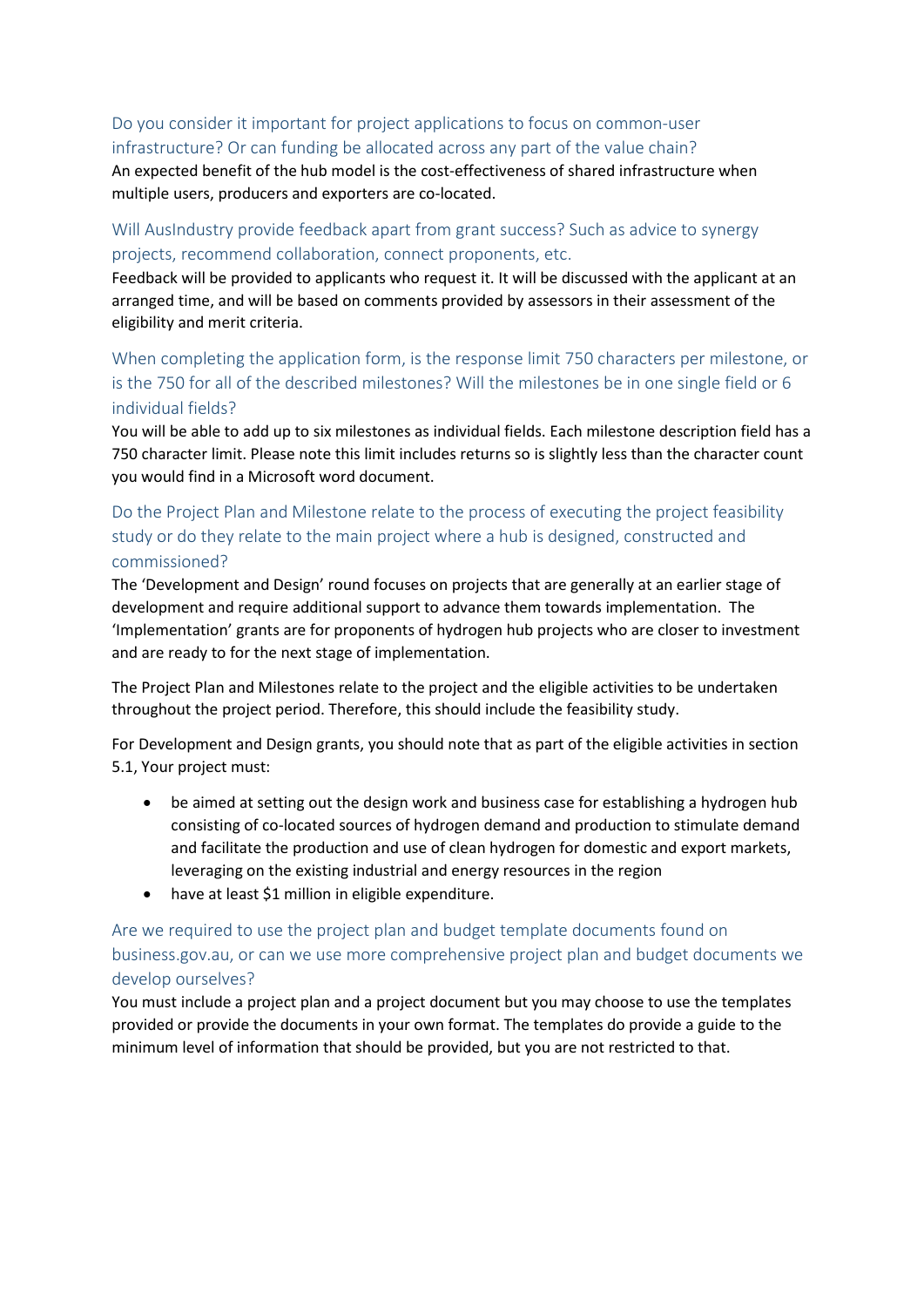### Do you consider it important for project applications to focus on common-user infrastructure? Or can funding be allocated across any part of the value chain?

An expected benefit of the hub model is the cost-effectiveness of shared infrastructure when multiple users, producers and exporters are co-located.

### Will AusIndustry provide feedback apart from grant success? Such as advice to synergy projects, recommend collaboration, connect proponents, etc.

Feedback will be provided to applicants who request it. It will be discussed with the applicant at an arranged time, and will be based on comments provided by assessors in their assessment of the eligibility and merit criteria.

### When completing the application form, is the response limit 750 characters per milestone, or is the 750 for all of the described milestones? Will the milestones be in one single field or 6 individual fields?

You will be able to add up to six milestones as individual fields. Each milestone description field has a 750 character limit. Please note this limit includes returns so is slightly less than the character count you would find in a Microsoft word document.

### Do the Project Plan and Milestone relate to the process of executing the project feasibility study or do they relate to the main project where a hub is designed, constructed and commissioned?

The 'Development and Design' round focuses on projects that are generally at an earlier stage of development and require additional support to advance them towards implementation. The 'Implementation' grants are for proponents of hydrogen hub projects who are closer to investment and are ready to for the next stage of implementation.

The Project Plan and Milestones relate to the project and the eligible activities to be undertaken throughout the project period. Therefore, this should include the feasibility study.

For Development and Design grants, you should note that as part of the eligible activities in section 5.1, Your project must:

- be aimed at setting out the design work and business case for establishing a hydrogen hub consisting of co-located sources of hydrogen demand and production to stimulate demand and facilitate the production and use of clean hydrogen for domestic and export markets, leveraging on the existing industrial and energy resources in the region
- have at least $1 million in eligible expenditure.

### Are we required to use the project plan and budget template documents found on business.gov.au, or can we use more comprehensive project plan and budget documents we develop ourselves?

You must include a project plan and a project document but you may choose to use the templates provided or provide the documents in your own format. The templates do provide a guide to the minimum level of information that should be provided, but you are not restricted to that.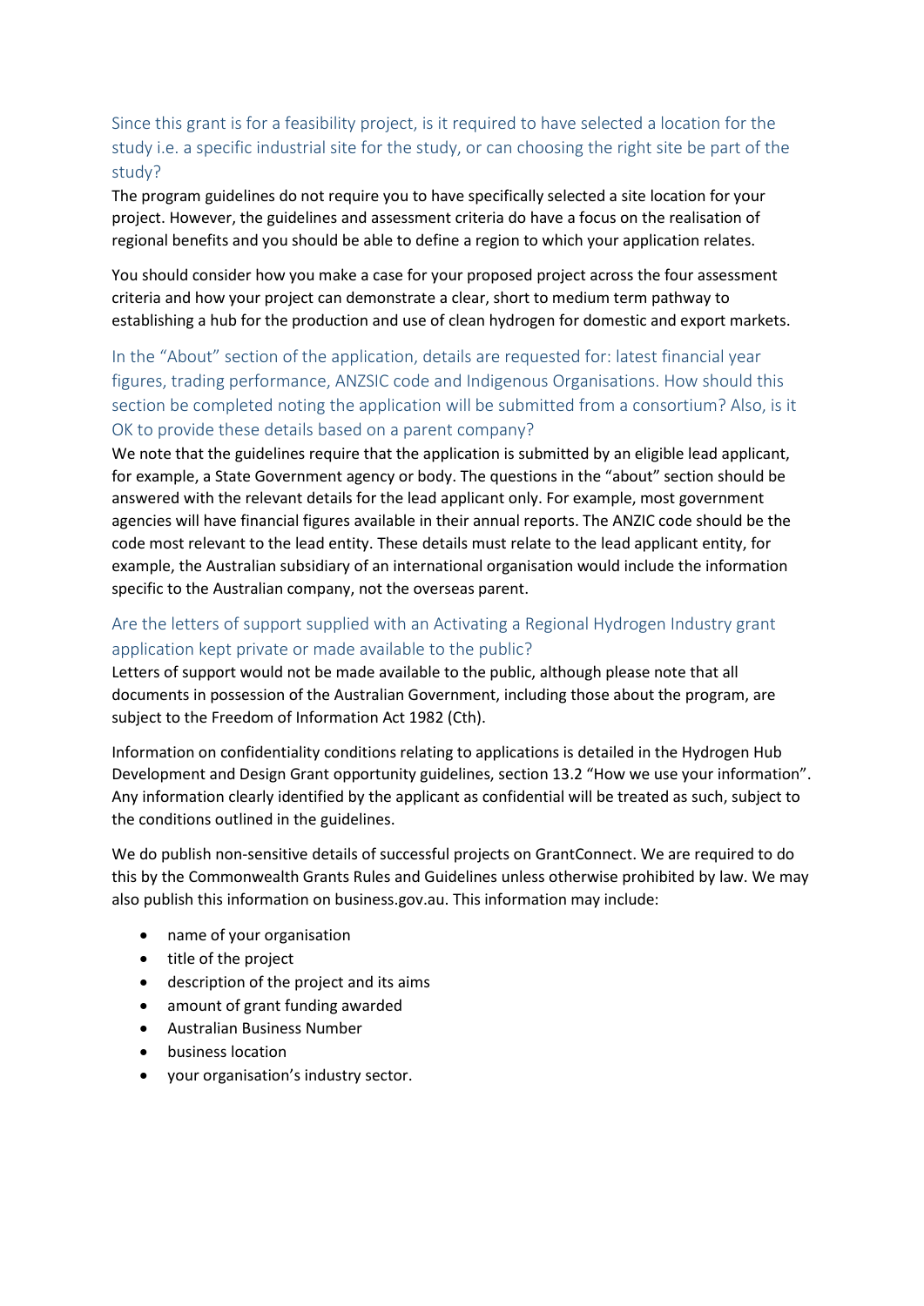### Since this grant is for a feasibility project, is it required to have selected a location for the study i.e. a specific industrial site for the study, or can choosing the right site be part of the study?

The program guidelines do not require you to have specifically selected a site location for your project. However, the guidelines and assessment criteria do have a focus on the realisation of regional benefits and you should be able to define a region to which your application relates.

You should consider how you make a case for your proposed project across the four assessment criteria and how your project can demonstrate a clear, short to medium term pathway to establishing a hub for the production and use of clean hydrogen for domestic and export markets.

### In the "About" section of the application, details are requested for: latest financial year figures, trading performance, ANZSIC code and Indigenous Organisations. How should this section be completed noting the application will be submitted from a consortium? Also, is it OK to provide these details based on a parent company?

We note that the guidelines require that the application is submitted by an eligible lead applicant, for example, a State Government agency or body. The questions in the "about" section should be answered with the relevant details for the lead applicant only. For example, most government agencies will have financial figures available in their annual reports. The ANZIC code should be the code most relevant to the lead entity. These details must relate to the lead applicant entity, for example, the Australian subsidiary of an international organisation would include the information specific to the Australian company, not the overseas parent.

### Are the letters of support supplied with an Activating a Regional Hydrogen Industry grant application kept private or made available to the public?

Letters of support would not be made available to the public, although please note that all documents in possession of the Australian Government, including those about the program, are subject to the Freedom of Information Act 1982 (Cth).

Information on confidentiality conditions relating to applications is detailed in the Hydrogen Hub Development and Design Grant opportunity guidelines, section 13.2 "How we use your information". Any information clearly identified by the applicant as confidential will be treated as such, subject to the conditions outlined in the guidelines.

We do publish non-sensitive details of successful projects on GrantConnect. We are required to do this by the Commonwealth Grants Rules and Guidelines unless otherwise prohibited by law. We may also publish this information on business.gov.au. This information may include:

- name of your organisation
- title of the project
- description of the project and its aims
- amount of grant funding awarded
- Australian Business Number
- business location
- your organisation's industry sector.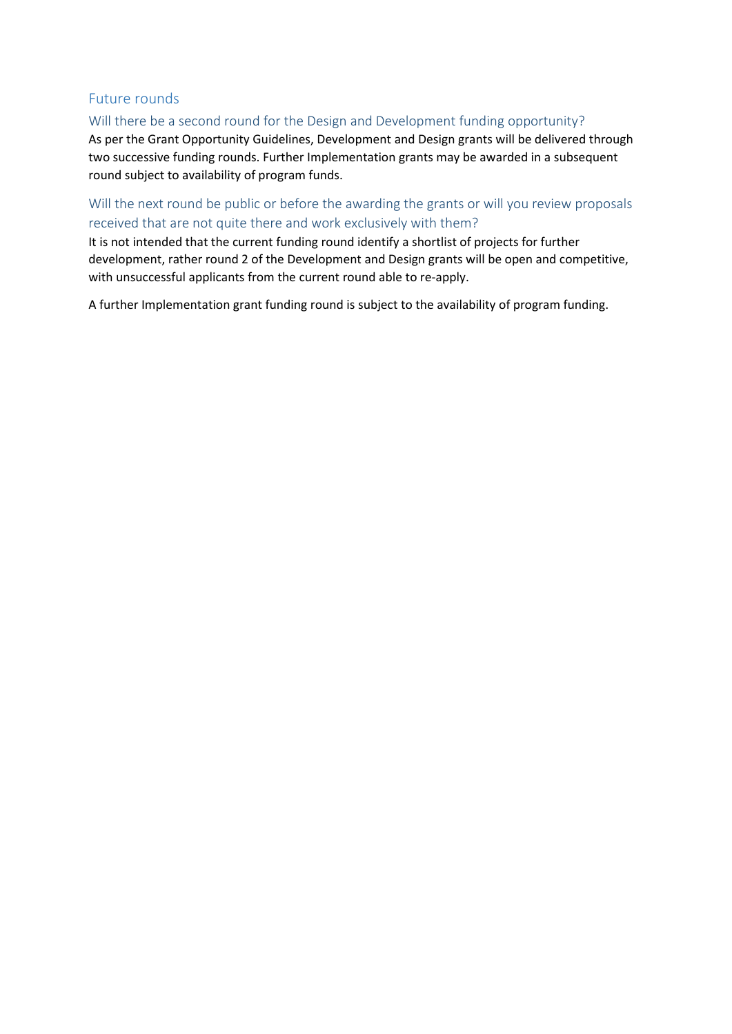## Future rounds

### Will there be a second round for the Design and Development funding opportunity?

As per the Grant Opportunity Guidelines, Development and Design grants will be delivered through two successive funding rounds. Further Implementation grants may be awarded in a subsequent round subject to availability of program funds.

### Will the next round be public or before the awarding the grants or will you review proposals received that are not quite there and work exclusively with them?

It is not intended that the current funding round identify a shortlist of projects for further development, rather round 2 of the Development and Design grants will be open and competitive, with unsuccessful applicants from the current round able to re-apply.

A further Implementation grant funding round is subject to the availability of program funding.